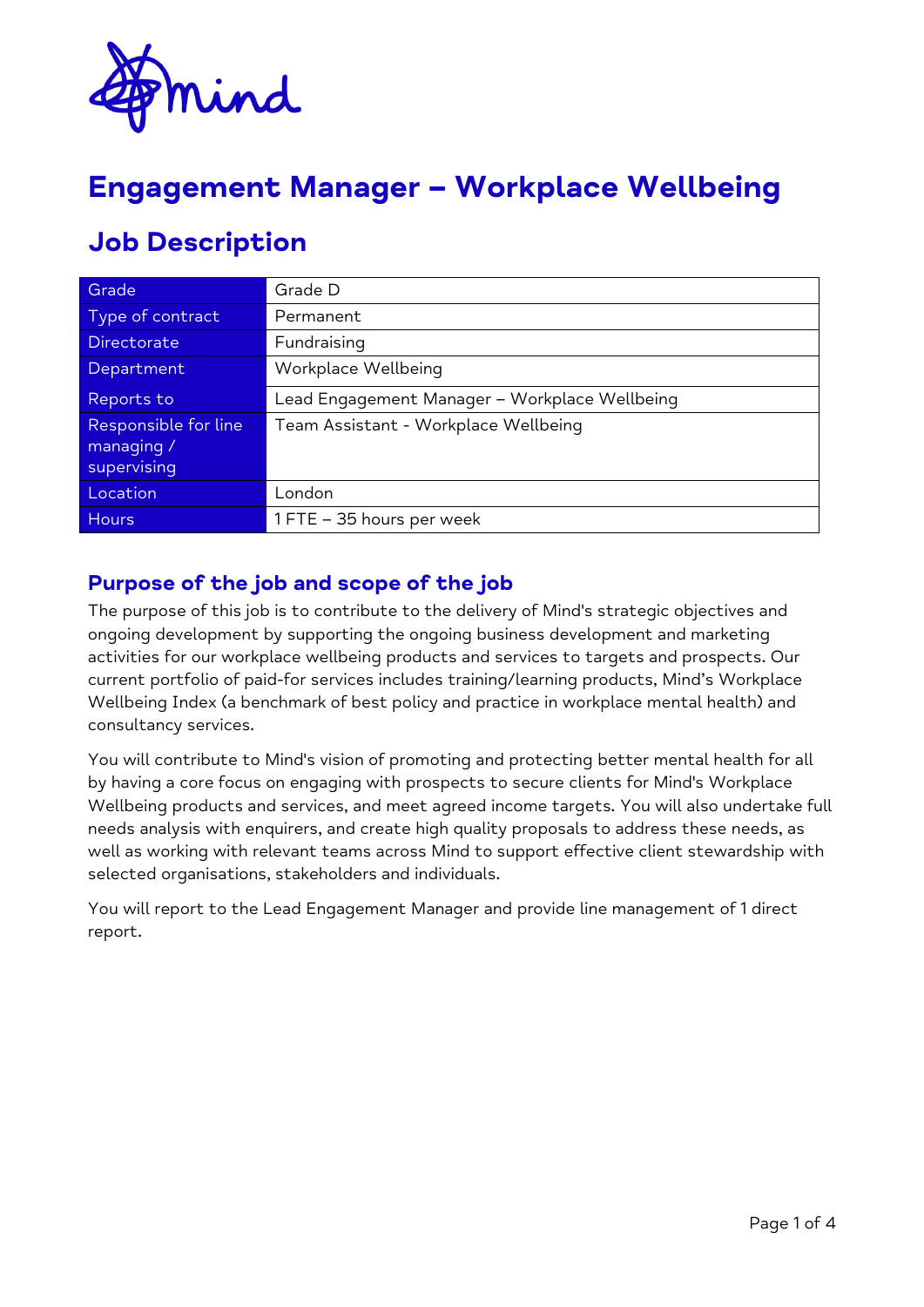# Engagement Manager – Workplace Wellbeing

## Job Description

| Grade | Grade D |
|---|---|
| Type of contract | Permanent |
| Directorate | Fundraising |
| Department | Workplace Wellbeing |
| Reports to | Lead Engagement Manager – Workplace Wellbeing |
| Responsible for line managing / supervising | Team Assistant - Workplace Wellbeing |
| Location | London |
| Hours | 1 FTE – 35 hours per week |

### Purpose of the job and scope of the job

The purpose of this job is to contribute to the delivery of Mind's strategic objectives and ongoing development by supporting the ongoing business development and marketing activities for our workplace wellbeing products and services to targets and prospects. Our current portfolio of paid-for services includes training/learning products, Mind's Workplace Wellbeing Index (a benchmark of best policy and practice in workplace mental health) and consultancy services.

You will contribute to Mind's vision of promoting and protecting better mental health for all by having a core focus on engaging with prospects to secure clients for Mind's Workplace Wellbeing products and services, and meet agreed income targets. You will also undertake full needs analysis with enquirers, and create high quality proposals to address these needs, as well as working with relevant teams across Mind to support effective client stewardship with selected organisations, stakeholders and individuals.

You will report to the Lead Engagement Manager and provide line management of 1 direct report.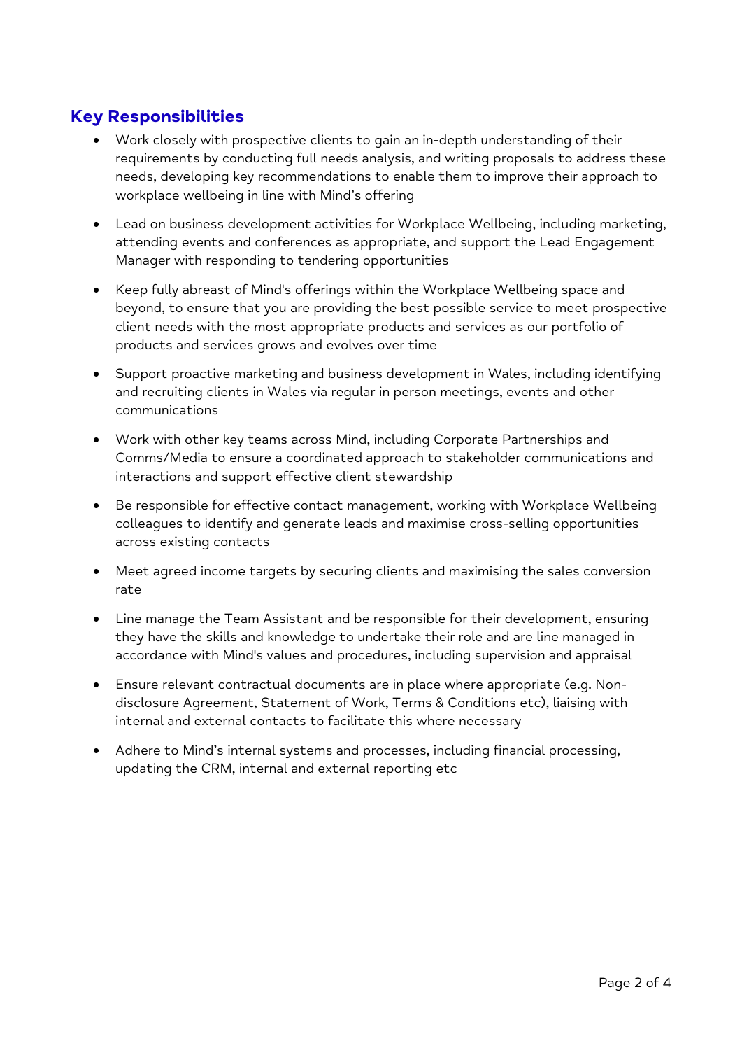## Key Responsibilities

- Work closely with prospective clients to gain an in-depth understanding of their requirements by conducting full needs analysis, and writing proposals to address these needs, developing key recommendations to enable them to improve their approach to workplace wellbeing in line with Mind's offering

- Lead on business development activities for Workplace Wellbeing, including marketing, attending events and conferences as appropriate, and support the Lead Engagement Manager with responding to tendering opportunities

- Keep fully abreast of Mind's offerings within the Workplace Wellbeing space and beyond, to ensure that you are providing the best possible service to meet prospective client needs with the most appropriate products and services as our portfolio of products and services grows and evolves over time

- Support proactive marketing and business development in Wales, including identifying and recruiting clients in Wales via regular in person meetings, events and other communications

- Work with other key teams across Mind, including Corporate Partnerships and Comms/Media to ensure a coordinated approach to stakeholder communications and interactions and support effective client stewardship

- Be responsible for effective contact management, working with Workplace Wellbeing colleagues to identify and generate leads and maximise cross-selling opportunities across existing contacts

- Meet agreed income targets by securing clients and maximising the sales conversion rate

- Line manage the Team Assistant and be responsible for their development, ensuring they have the skills and knowledge to undertake their role and are line managed in accordance with Mind's values and procedures, including supervision and appraisal

- Ensure relevant contractual documents are in place where appropriate (e.g. Non-disclosure Agreement, Statement of Work, Terms & Conditions etc), liaising with internal and external contacts to facilitate this where necessary

- Adhere to Mind's internal systems and processes, including financial processing, updating the CRM, internal and external reporting etc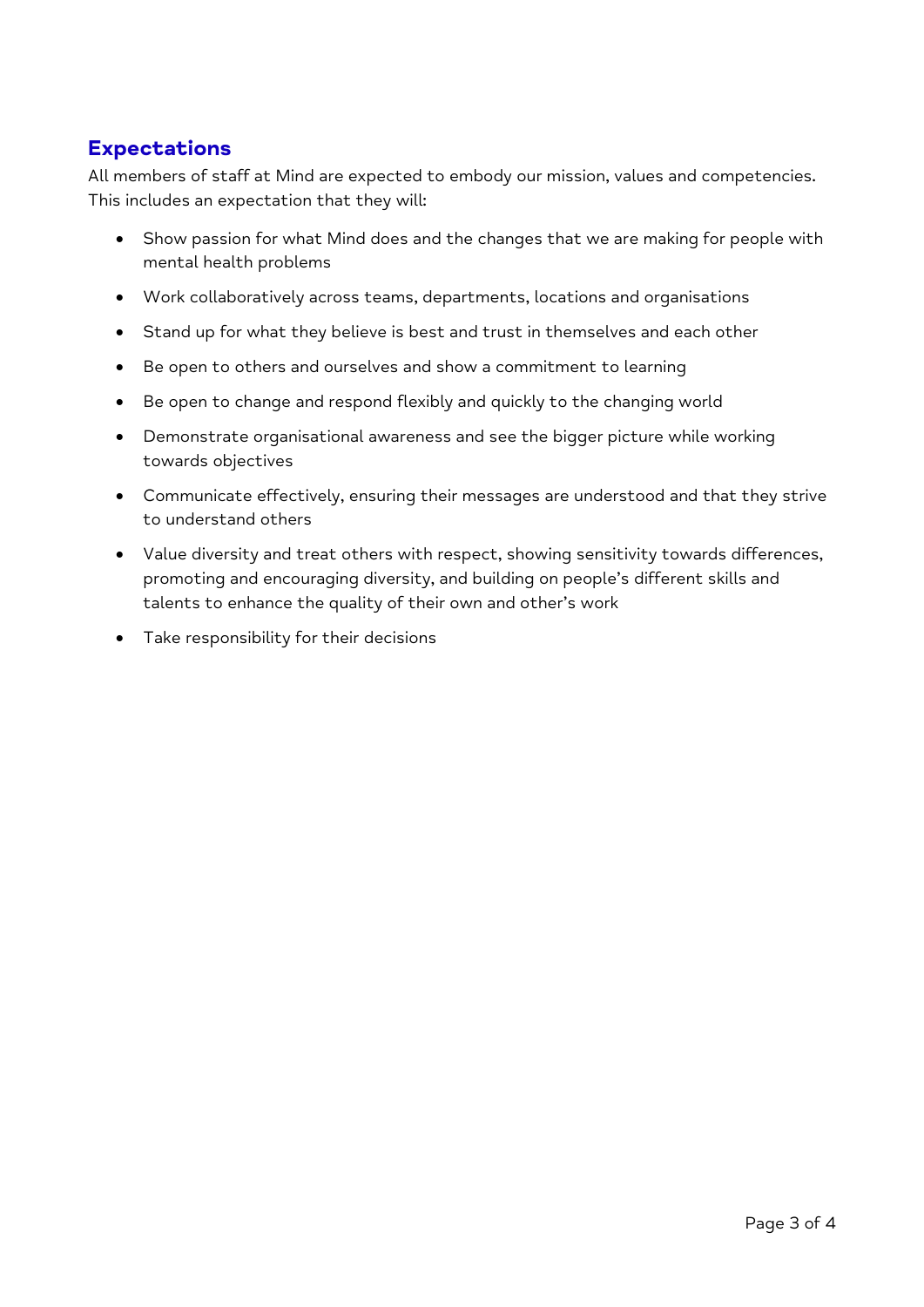## Expectations

All members of staff at Mind are expected to embody our mission, values and competencies. This includes an expectation that they will:

- Show passion for what Mind does and the changes that we are making for people with mental health problems
- Work collaboratively across teams, departments, locations and organisations
- Stand up for what they believe is best and trust in themselves and each other
- Be open to others and ourselves and show a commitment to learning
- Be open to change and respond flexibly and quickly to the changing world
- Demonstrate organisational awareness and see the bigger picture while working towards objectives
- Communicate effectively, ensuring their messages are understood and that they strive to understand others
- Value diversity and treat others with respect, showing sensitivity towards differences, promoting and encouraging diversity, and building on people's different skills and talents to enhance the quality of their own and other's work
- Take responsibility for their decisions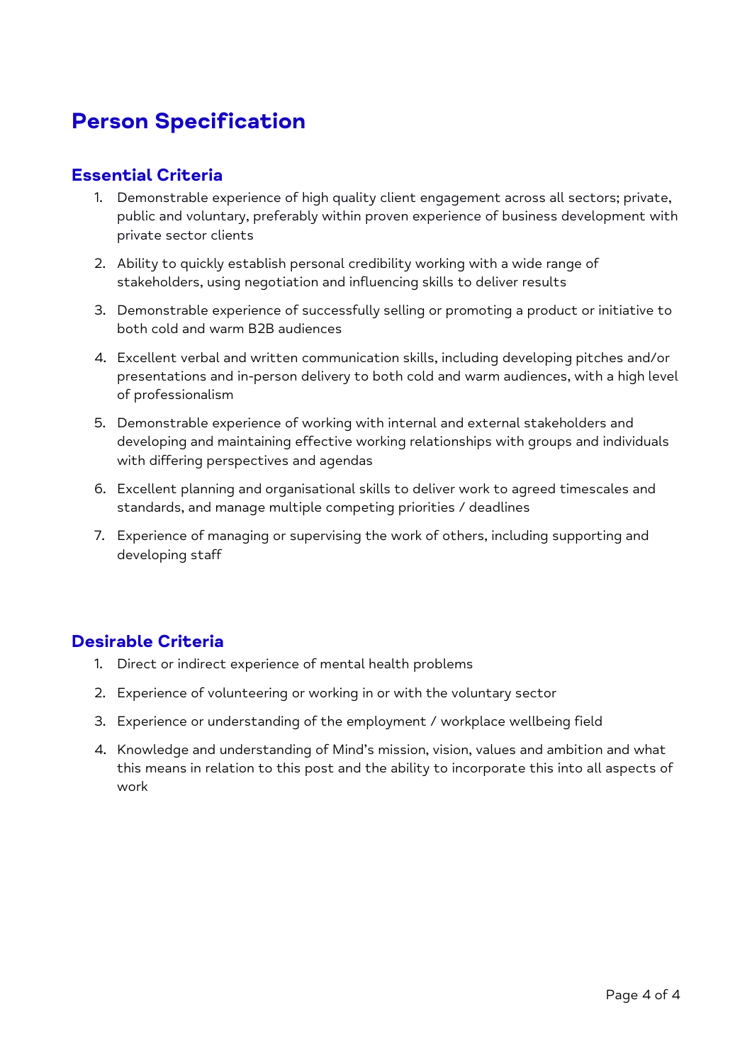# Person Specification

## Essential Criteria

1. Demonstrable experience of high quality client engagement across all sectors; private, public and voluntary, preferably within proven experience of business development with private sector clients
2. Ability to quickly establish personal credibility working with a wide range of stakeholders, using negotiation and influencing skills to deliver results
3. Demonstrable experience of successfully selling or promoting a product or initiative to both cold and warm B2B audiences
4. Excellent verbal and written communication skills, including developing pitches and/or presentations and in-person delivery to both cold and warm audiences, with a high level of professionalism
5. Demonstrable experience of working with internal and external stakeholders and developing and maintaining effective working relationships with groups and individuals with differing perspectives and agendas
6. Excellent planning and organisational skills to deliver work to agreed timescales and standards, and manage multiple competing priorities / deadlines
7. Experience of managing or supervising the work of others, including supporting and developing staff

## Desirable Criteria

1. Direct or indirect experience of mental health problems
2. Experience of volunteering or working in or with the voluntary sector
3. Experience or understanding of the employment / workplace wellbeing field
4. Knowledge and understanding of Mind's mission, vision, values and ambition and what this means in relation to this post and the ability to incorporate this into all aspects of work